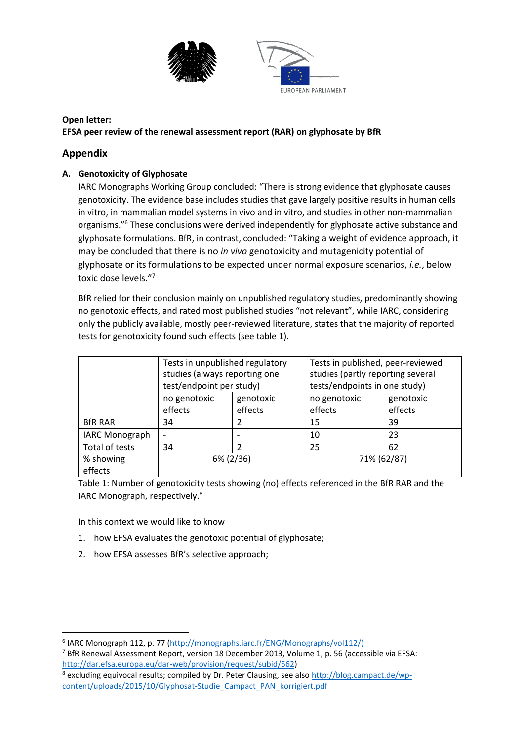**Open letter:**
**EFSA peer review of the renewal assessment report (RAR) on glyphosate by BfR**

## Appendix

### A. Genotoxicity of Glyphosate

IARC Monographs Working Group concluded: “There is strong evidence that glyphosate causes genotoxicity. The evidence base includes studies that gave largely positive results in human cells in vitro, in mammalian model systems in vivo and in vitro, and studies in other non-mammalian organisms.”[6] These conclusions were derived independently for glyphosate active substance and glyphosate formulations. BfR, in contrast, concluded: “Taking a weight of evidence approach, it may be concluded that there is no *in vivo* genotoxicity and mutagenicity potential of glyphosate or its formulations to be expected under normal exposure scenarios, *i.e.*, below toxic dose levels.”[7]

BfR relied for their conclusion mainly on unpublished regulatory studies, predominantly showing no genotoxic effects, and rated most published studies “not relevant”, while IARC, considering only the publicly available, mostly peer-reviewed literature, states that the majority of reported tests for genotoxicity found such effects (see table 1).

| | Tests in unpublished regulatory studies (always reporting one test/endpoint per study) | | Tests in published, peer-reviewed studies (partly reporting several tests/endpoints in one study) | |
|---|---|---|---|---|
| | no genotoxic effects | genotoxic effects | no genotoxic effects | genotoxic effects |
| BfR RAR | 34 | 2 | 15 | 39 |
| IARC Monograph | - | - | 10 | 23 |
| Total of tests | 34 | 2 | 25 | 62 |
| % showing effects | 6% (2/36) | | 71% (62/87) | |

Table 1: Number of genotoxicity tests showing (no) effects referenced in the BfR RAR and the IARC Monograph, respectively.[8]

In this context we would like to know

1. how EFSA evaluates the genotoxic potential of glyphosate;
2. how EFSA assesses BfR’s selective approach;

---

[6] IARC Monograph 112, p. 77 (http://monographs.iarc.fr/ENG/Monographs/vol112/)

[7] BfR Renewal Assessment Report, version 18 December 2013, Volume 1, p. 56 (accessible via EFSA: http://dar.efsa.europa.eu/dar-web/provision/request/subid/562)

[8] excluding equivocal results; compiled by Dr. Peter Clausing, see also http://blog.campact.de/wp-content/uploads/2015/10/Glyphosat-Studie_Campact_PAN_korrigiert.pdf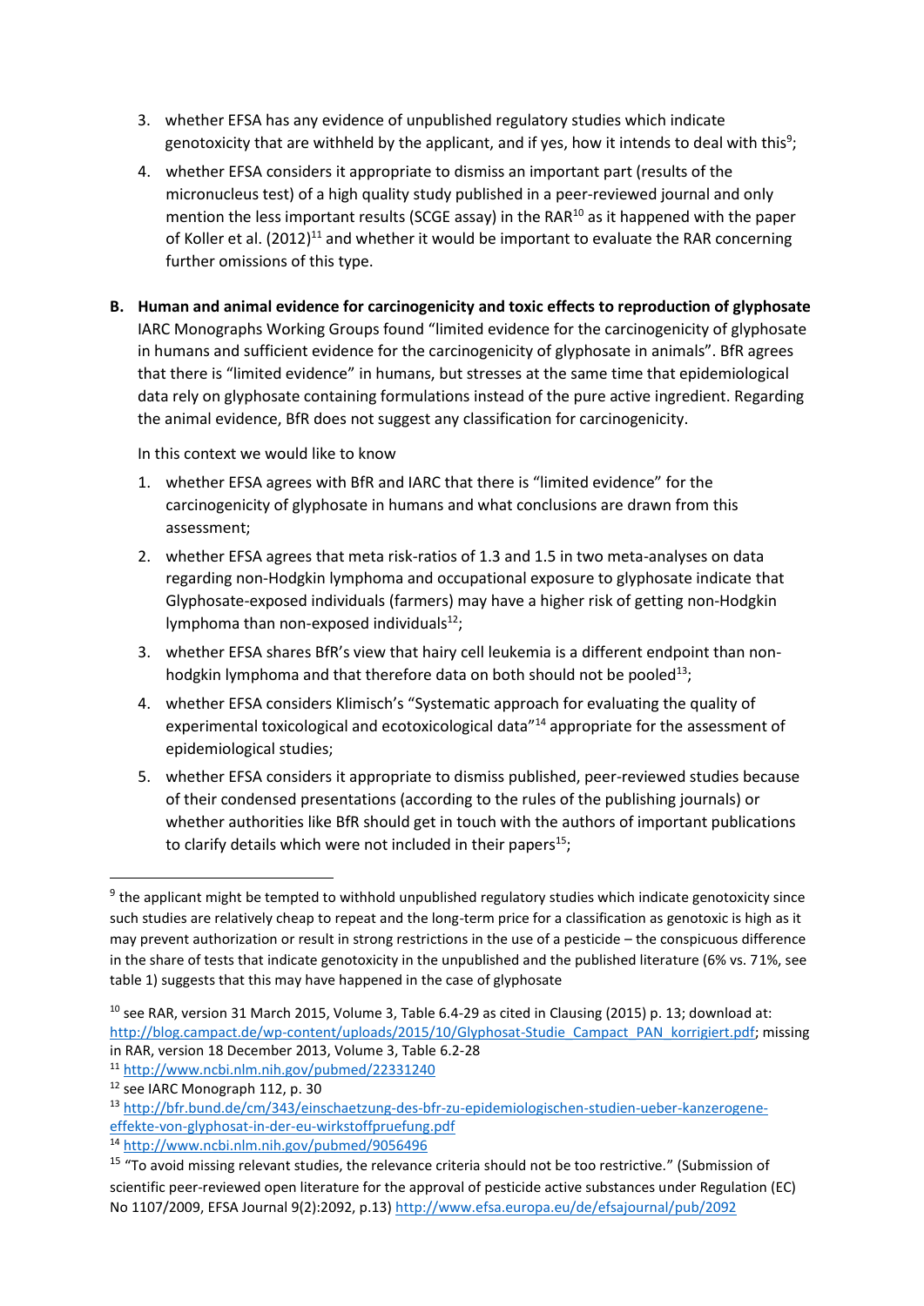3. whether EFSA has any evidence of unpublished regulatory studies which indicate genotoxicity that are withheld by the applicant, and if yes, how it intends to deal with this[9];
4. whether EFSA considers it appropriate to dismiss an important part (results of the micronucleus test) of a high quality study published in a peer-reviewed journal and only mention the less important results (SCGE assay) in the RAR[10] as it happened with the paper of Koller et al. (2012)[11] and whether it would be important to evaluate the RAR concerning further omissions of this type.

**B. Human and animal evidence for carcinogenicity and toxic effects to reproduction of glyphosate**

IARC Monographs Working Groups found "limited evidence for the carcinogenicity of glyphosate in humans and sufficient evidence for the carcinogenicity of glyphosate in animals". BfR agrees that there is "limited evidence" in humans, but stresses at the same time that epidemiological data rely on glyphosate containing formulations instead of the pure active ingredient. Regarding the animal evidence, BfR does not suggest any classification for carcinogenicity.

In this context we would like to know

1. whether EFSA agrees with BfR and IARC that there is "limited evidence" for the carcinogenicity of glyphosate in humans and what conclusions are drawn from this assessment;
2. whether EFSA agrees that meta risk-ratios of 1.3 and 1.5 in two meta-analyses on data regarding non-Hodgkin lymphoma and occupational exposure to glyphosate indicate that Glyphosate-exposed individuals (farmers) may have a higher risk of getting non-Hodgkin lymphoma than non-exposed individuals[12];
3. whether EFSA shares BfR's view that hairy cell leukemia is a different endpoint than non-hodgkin lymphoma and that therefore data on both should not be pooled[13];
4. whether EFSA considers Klimisch's "Systematic approach for evaluating the quality of experimental toxicological and ecotoxicological data"[14] appropriate for the assessment of epidemiological studies;
5. whether EFSA considers it appropriate to dismiss published, peer-reviewed studies because of their condensed presentations (according to the rules of the publishing journals) or whether authorities like BfR should get in touch with the authors of important publications to clarify details which were not included in their papers[15];

---

[9] the applicant might be tempted to withhold unpublished regulatory studies which indicate genotoxicity since such studies are relatively cheap to repeat and the long-term price for a classification as genotoxic is high as it may prevent authorization or result in strong restrictions in the use of a pesticide – the conspicuous difference in the share of tests that indicate genotoxicity in the unpublished and the published literature (6% vs. 71%, see table 1) suggests that this may have happened in the case of glyphosate

[10] see RAR, version 31 March 2015, Volume 3, Table 6.4-29 as cited in Clausing (2015) p. 13; download at: http://blog.campact.de/wp-content/uploads/2015/10/Glyphosat-Studie_Campact_PAN_korrigiert.pdf; missing in RAR, version 18 December 2013, Volume 3, Table 6.2-28

[11] http://www.ncbi.nlm.nih.gov/pubmed/22331240

[12] see IARC Monograph 112, p. 30

[13] http://bfr.bund.de/cm/343/einschaetzung-des-bfr-zu-epidemiologischen-studien-ueber-kanzerogene-effekte-von-glyphosat-in-der-eu-wirkstoffpruefung.pdf

[14] http://www.ncbi.nlm.nih.gov/pubmed/9056496

[15] "To avoid missing relevant studies, the relevance criteria should not be too restrictive." (Submission of scientific peer-reviewed open literature for the approval of pesticide active substances under Regulation (EC) No 1107/2009, EFSA Journal 9(2):2092, p.13) http://www.efsa.europa.eu/de/efsajournal/pub/2092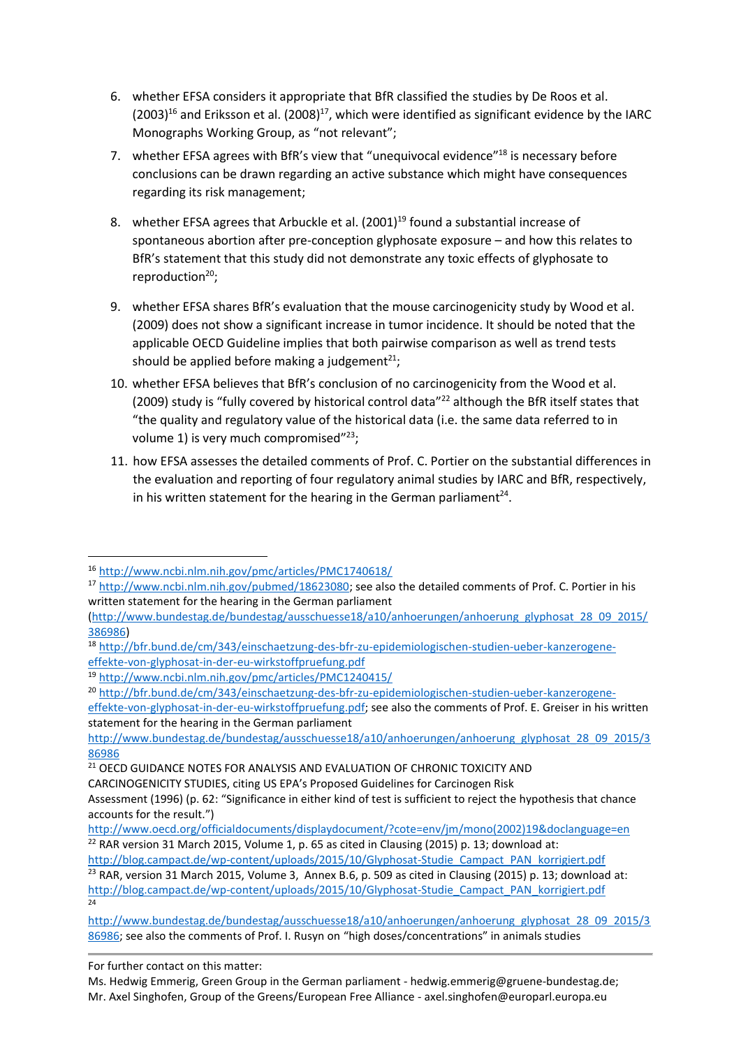6. whether EFSA considers it appropriate that BfR classified the studies by De Roos et al. (2003)[16] and Eriksson et al. (2008)[17], which were identified as significant evidence by the IARC Monographs Working Group, as "not relevant";

7. whether EFSA agrees with BfR's view that "unequivocal evidence"[18] is necessary before conclusions can be drawn regarding an active substance which might have consequences regarding its risk management;

8. whether EFSA agrees that Arbuckle et al. (2001)[19] found a substantial increase of spontaneous abortion after pre-conception glyphosate exposure – and how this relates to BfR's statement that this study did not demonstrate any toxic effects of glyphosate to reproduction[20];

9. whether EFSA shares BfR's evaluation that the mouse carcinogenicity study by Wood et al. (2009) does not show a significant increase in tumor incidence. It should be noted that the applicable OECD Guideline implies that both pairwise comparison as well as trend tests should be applied before making a judgement[21];

10. whether EFSA believes that BfR's conclusion of no carcinogenicity from the Wood et al. (2009) study is "fully covered by historical control data"[22] although the BfR itself states that "the quality and regulatory value of the historical data (i.e. the same data referred to in volume 1) is very much compromised"[23];

11. how EFSA assesses the detailed comments of Prof. C. Portier on the substantial differences in the evaluation and reporting of four regulatory animal studies by IARC and BfR, respectively, in his written statement for the hearing in the German parliament[24].

---

[16] http://www.ncbi.nlm.nih.gov/pmc/articles/PMC1740618/

[17] http://www.ncbi.nlm.nih.gov/pubmed/18623080; see also the detailed comments of Prof. C. Portier in his written statement for the hearing in the German parliament (http://www.bundestag.de/bundestag/ausschuesse18/a10/anhoerungen/anhoerung_glyphosat_28_09_2015/386986)

[18] http://bfr.bund.de/cm/343/einschaetzung-des-bfr-zu-epidemiologischen-studien-ueber-kanzerogene-effekte-von-glyphosat-in-der-eu-wirkstoffpruefung.pdf

[19] http://www.ncbi.nlm.nih.gov/pmc/articles/PMC1240415/

[20] http://bfr.bund.de/cm/343/einschaetzung-des-bfr-zu-epidemiologischen-studien-ueber-kanzerogene-effekte-von-glyphosat-in-der-eu-wirkstoffpruefung.pdf; see also the comments of Prof. E. Greiser in his written statement for the hearing in the German parliament http://www.bundestag.de/bundestag/ausschuesse18/a10/anhoerungen/anhoerung_glyphosat_28_09_2015/386986

[21] OECD GUIDANCE NOTES FOR ANALYSIS AND EVALUATION OF CHRONIC TOXICITY AND CARCINOGENICITY STUDIES, citing US EPA's Proposed Guidelines for Carcinogen Risk Assessment (1996) (p. 62: "Significance in either kind of test is sufficient to reject the hypothesis that chance accounts for the result.") http://www.oecd.org/officialdocuments/displaydocument/?cote=env/jm/mono(2002)19&doclanguage=en

[22] RAR version 31 March 2015, Volume 1, p. 65 as cited in Clausing (2015) p. 13; download at: http://blog.campact.de/wp-content/uploads/2015/10/Glyphosat-Studie_Campact_PAN_korrigiert.pdf

[23] RAR, version 31 March 2015, Volume 3, Annex B.6, p. 509 as cited in Clausing (2015) p. 13; download at: http://blog.campact.de/wp-content/uploads/2015/10/Glyphosat-Studie_Campact_PAN_korrigiert.pdf

[24] http://www.bundestag.de/bundestag/ausschuesse18/a10/anhoerungen/anhoerung_glyphosat_28_09_2015/386986; see also the comments of Prof. I. Rusyn on "high doses/concentrations" in animals studies

---

For further contact on this matter:
Ms. Hedwig Emmerig, Green Group in the German parliament - hedwig.emmerig@gruene-bundestag.de;
Mr. Axel Singhofen, Group of the Greens/European Free Alliance - axel.singhofen@europarl.europa.eu